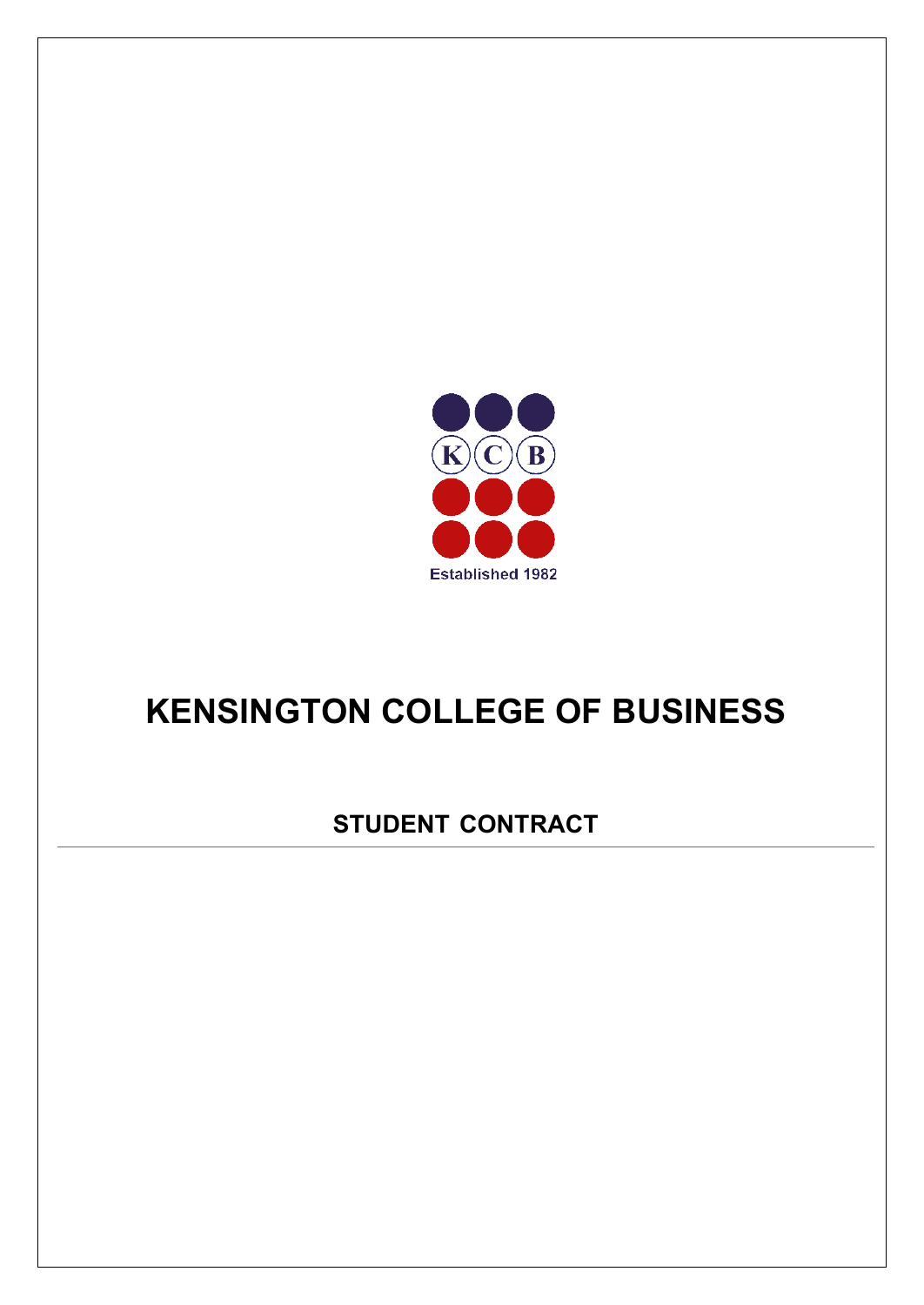KCB

Established 1982

# KENSINGTON COLLEGE OF BUSINESS

## STUDENT CONTRACT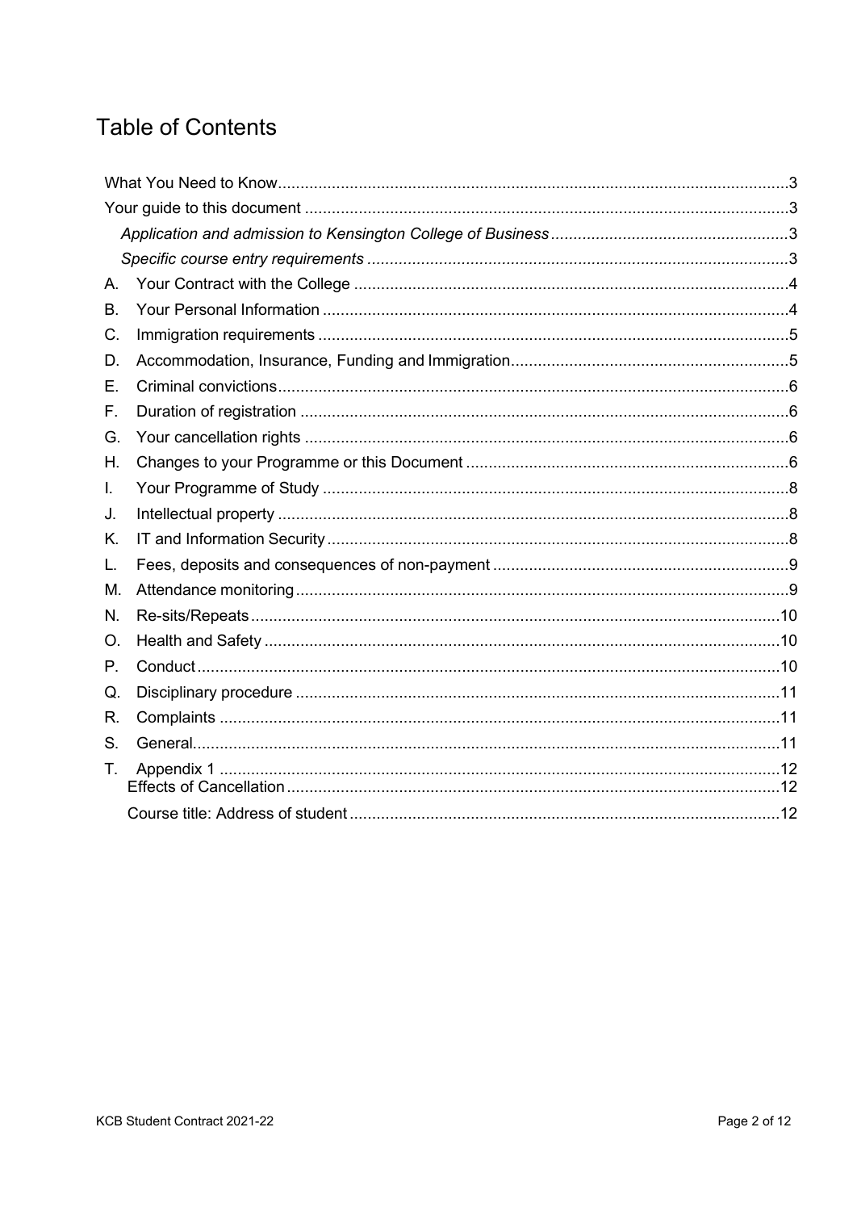# Table of Contents

What You Need to Know .....3

Your guide to this document .....3

*Application and admission to Kensington College of Business* .....3

*Specific course entry requirements* .....3

A. Your Contract with the College .....4

B. Your Personal Information .....4

C. Immigration requirements .....5

D. Accommodation, Insurance, Funding and Immigration .....5

E. Criminal convictions .....6

F. Duration of registration .....6

G. Your cancellation rights .....6

H. Changes to your Programme or this Document .....6

I. Your Programme of Study .....8

J. Intellectual property .....8

K. IT and Information Security .....8

L. Fees, deposits and consequences of non-payment .....9

M. Attendance monitoring .....9

N. Re-sits/Repeats .....10

O. Health and Safety .....10

P. Conduct .....10

Q. Disciplinary procedure .....11

R. Complaints .....11

S. General .....11

T. Appendix 1 .....12

Effects of Cancellation .....12

Course title: Address of student .....12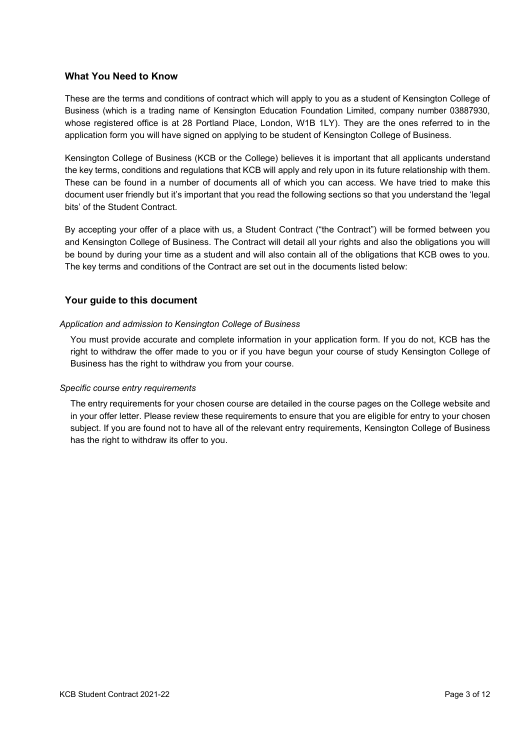## What You Need to Know

These are the terms and conditions of contract which will apply to you as a student of Kensington College of Business (which is a trading name of Kensington Education Foundation Limited, company number 03887930, whose registered office is at 28 Portland Place, London, W1B 1LY). They are the ones referred to in the application form you will have signed on applying to be student of Kensington College of Business.

Kensington College of Business (KCB or the College) believes it is important that all applicants understand the key terms, conditions and regulations that KCB will apply and rely upon in its future relationship with them. These can be found in a number of documents all of which you can access. We have tried to make this document user friendly but it's important that you read the following sections so that you understand the 'legal bits' of the Student Contract.

By accepting your offer of a place with us, a Student Contract ("the Contract") will be formed between you and Kensington College of Business. The Contract will detail all your rights and also the obligations you will be bound by during your time as a student and will also contain all of the obligations that KCB owes to you. The key terms and conditions of the Contract are set out in the documents listed below:

## Your guide to this document

*Application and admission to Kensington College of Business*

You must provide accurate and complete information in your application form. If you do not, KCB has the right to withdraw the offer made to you or if you have begun your course of study Kensington College of Business has the right to withdraw you from your course.

*Specific course entry requirements*

The entry requirements for your chosen course are detailed in the course pages on the College website and in your offer letter. Please review these requirements to ensure that you are eligible for entry to your chosen subject. If you are found not to have all of the relevant entry requirements, Kensington College of Business has the right to withdraw its offer to you.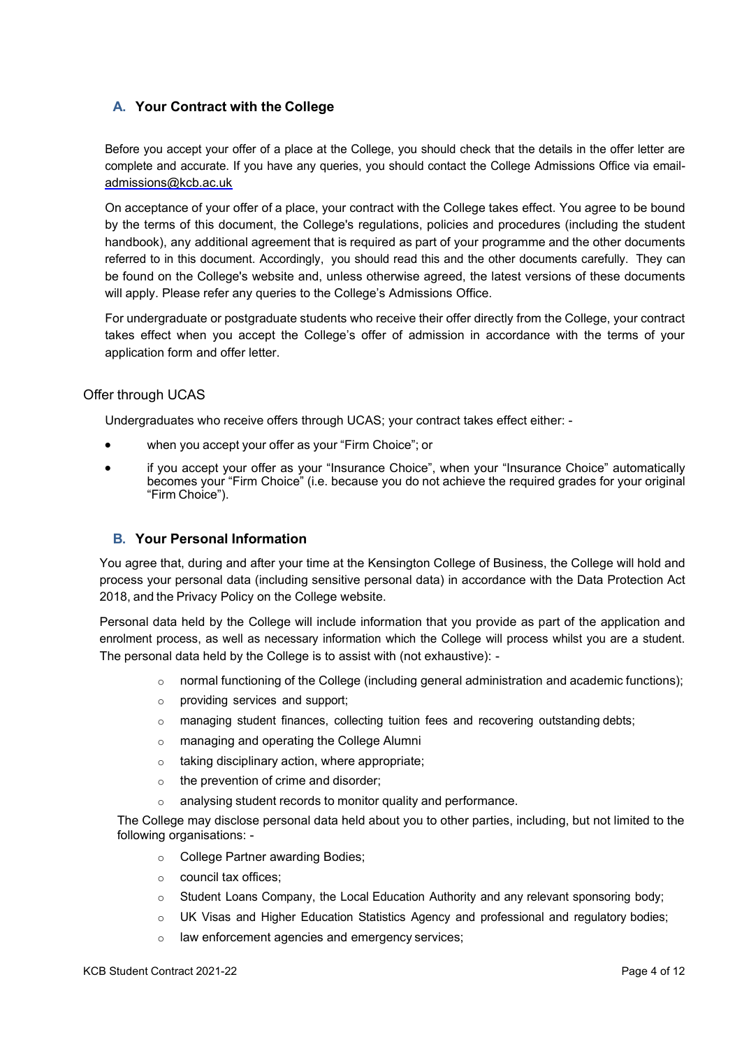## A. Your Contract with the College

Before you accept your offer of a place at the College, you should check that the details in the offer letter are complete and accurate. If you have any queries, you should contact the College Admissions Office via email- admissions@kcb.ac.uk

On acceptance of your offer of a place, your contract with the College takes effect. You agree to be bound by the terms of this document, the College's regulations, policies and procedures (including the student handbook), any additional agreement that is required as part of your programme and the other documents referred to in this document. Accordingly, you should read this and the other documents carefully. They can be found on the College's website and, unless otherwise agreed, the latest versions of these documents will apply. Please refer any queries to the College's Admissions Office.

For undergraduate or postgraduate students who receive their offer directly from the College, your contract takes effect when you accept the College's offer of admission in accordance with the terms of your application form and offer letter.

### Offer through UCAS

Undergraduates who receive offers through UCAS; your contract takes effect either: -

- when you accept your offer as your "Firm Choice"; or
- if you accept your offer as your "Insurance Choice", when your "Insurance Choice" automatically becomes your "Firm Choice" (i.e. because you do not achieve the required grades for your original "Firm Choice").

## B. Your Personal Information

You agree that, during and after your time at the Kensington College of Business, the College will hold and process your personal data (including sensitive personal data) in accordance with the Data Protection Act 2018, and the Privacy Policy on the College website.

Personal data held by the College will include information that you provide as part of the application and enrolment process, as well as necessary information which the College will process whilst you are a student. The personal data held by the College is to assist with (not exhaustive): -

- normal functioning of the College (including general administration and academic functions);
- providing services and support;
- managing student finances, collecting tuition fees and recovering outstanding debts;
- managing and operating the College Alumni
- taking disciplinary action, where appropriate;
- the prevention of crime and disorder;
- analysing student records to monitor quality and performance.

The College may disclose personal data held about you to other parties, including, but not limited to the following organisations: -

- College Partner awarding Bodies;
- council tax offices;
- Student Loans Company, the Local Education Authority and any relevant sponsoring body;
- UK Visas and Higher Education Statistics Agency and professional and regulatory bodies;
- law enforcement agencies and emergency services;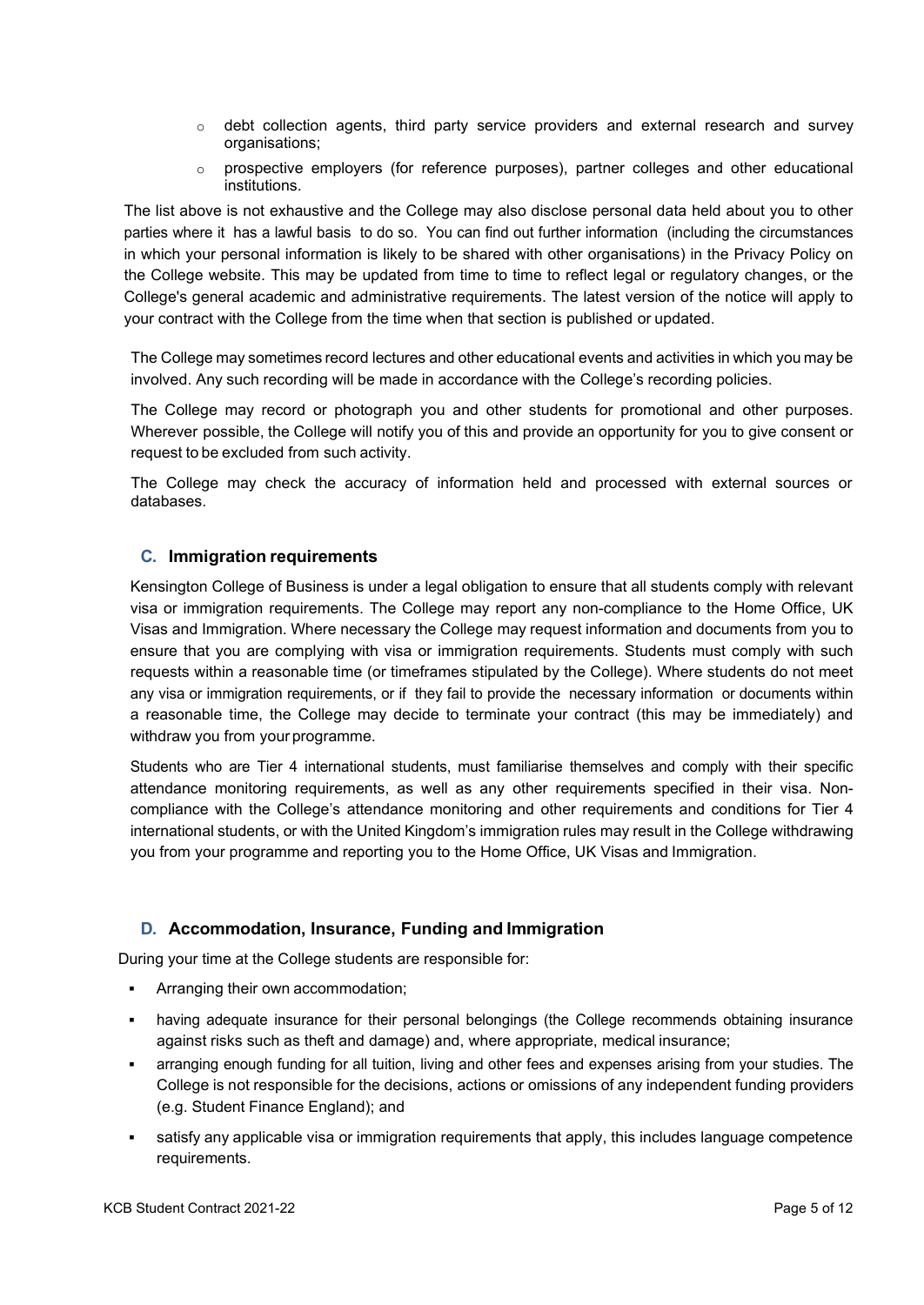- debt collection agents, third party service providers and external research and survey organisations;
- prospective employers (for reference purposes), partner colleges and other educational institutions.

The list above is not exhaustive and the College may also disclose personal data held about you to other parties where it has a lawful basis to do so. You can find out further information (including the circumstances in which your personal information is likely to be shared with other organisations) in the Privacy Policy on the College website. This may be updated from time to time to reflect legal or regulatory changes, or the College's general academic and administrative requirements. The latest version of the notice will apply to your contract with the College from the time when that section is published or updated.

The College may sometimes record lectures and other educational events and activities in which you may be involved. Any such recording will be made in accordance with the College's recording policies.

The College may record or photograph you and other students for promotional and other purposes. Wherever possible, the College will notify you of this and provide an opportunity for you to give consent or request to be excluded from such activity.

The College may check the accuracy of information held and processed with external sources or databases.

## C. Immigration requirements

Kensington College of Business is under a legal obligation to ensure that all students comply with relevant visa or immigration requirements. The College may report any non-compliance to the Home Office, UK Visas and Immigration. Where necessary the College may request information and documents from you to ensure that you are complying with visa or immigration requirements. Students must comply with such requests within a reasonable time (or timeframes stipulated by the College). Where students do not meet any visa or immigration requirements, or if they fail to provide the necessary information or documents within a reasonable time, the College may decide to terminate your contract (this may be immediately) and withdraw you from your programme.

Students who are Tier 4 international students, must familiarise themselves and comply with their specific attendance monitoring requirements, as well as any other requirements specified in their visa. Non-compliance with the College's attendance monitoring and other requirements and conditions for Tier 4 international students, or with the United Kingdom's immigration rules may result in the College withdrawing you from your programme and reporting you to the Home Office, UK Visas and Immigration.

## D. Accommodation, Insurance, Funding and Immigration

During your time at the College students are responsible for:

- Arranging their own accommodation;
- having adequate insurance for their personal belongings (the College recommends obtaining insurance against risks such as theft and damage) and, where appropriate, medical insurance;
- arranging enough funding for all tuition, living and other fees and expenses arising from your studies. The College is not responsible for the decisions, actions or omissions of any independent funding providers (e.g. Student Finance England); and
- satisfy any applicable visa or immigration requirements that apply, this includes language competence requirements.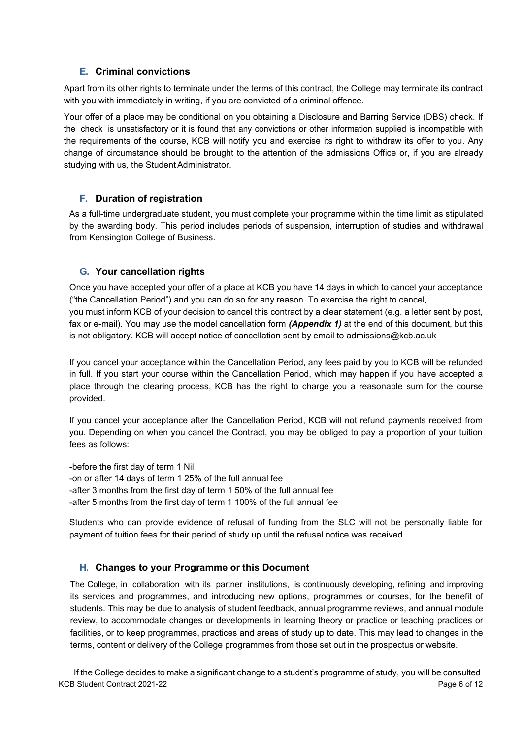### E. Criminal convictions

Apart from its other rights to terminate under the terms of this contract, the College may terminate its contract with you with immediately in writing, if you are convicted of a criminal offence.

Your offer of a place may be conditional on you obtaining a Disclosure and Barring Service (DBS) check. If the check is unsatisfactory or it is found that any convictions or other information supplied is incompatible with the requirements of the course, KCB will notify you and exercise its right to withdraw its offer to you. Any change of circumstance should be brought to the attention of the admissions Office or, if you are already studying with us, the Student Administrator.

### F. Duration of registration

As a full-time undergraduate student, you must complete your programme within the time limit as stipulated by the awarding body. This period includes periods of suspension, interruption of studies and withdrawal from Kensington College of Business.

### G. Your cancellation rights

Once you have accepted your offer of a place at KCB you have 14 days in which to cancel your acceptance ("the Cancellation Period") and you can do so for any reason. To exercise the right to cancel, you must inform KCB of your decision to cancel this contract by a clear statement (e.g. a letter sent by post, fax or e-mail). You may use the model cancellation form ***(Appendix 1)*** at the end of this document, but this is not obligatory. KCB will accept notice of cancellation sent by email to admissions@kcb.ac.uk

If you cancel your acceptance within the Cancellation Period, any fees paid by you to KCB will be refunded in full. If you start your course within the Cancellation Period, which may happen if you have accepted a place through the clearing process, KCB has the right to charge you a reasonable sum for the course provided.

If you cancel your acceptance after the Cancellation Period, KCB will not refund payments received from you. Depending on when you cancel the Contract, you may be obliged to pay a proportion of your tuition fees as follows:

-before the first day of term 1 Nil
-on or after 14 days of term 1 25% of the full annual fee
-after 3 months from the first day of term 1 50% of the full annual fee
-after 5 months from the first day of term 1 100% of the full annual fee

Students who can provide evidence of refusal of funding from the SLC will not be personally liable for payment of tuition fees for their period of study up until the refusal notice was received.

### H. Changes to your Programme or this Document

The College, in collaboration with its partner institutions, is continuously developing, refining and improving its services and programmes, and introducing new options, programmes or courses, for the benefit of students. This may be due to analysis of student feedback, annual programme reviews, and annual module review, to accommodate changes or developments in learning theory or practice or teaching practices or facilities, or to keep programmes, practices and areas of study up to date. This may lead to changes in the terms, content or delivery of the College programmes from those set out in the prospectus or website.

If the College decides to make a significant change to a student's programme of study, you will be consulted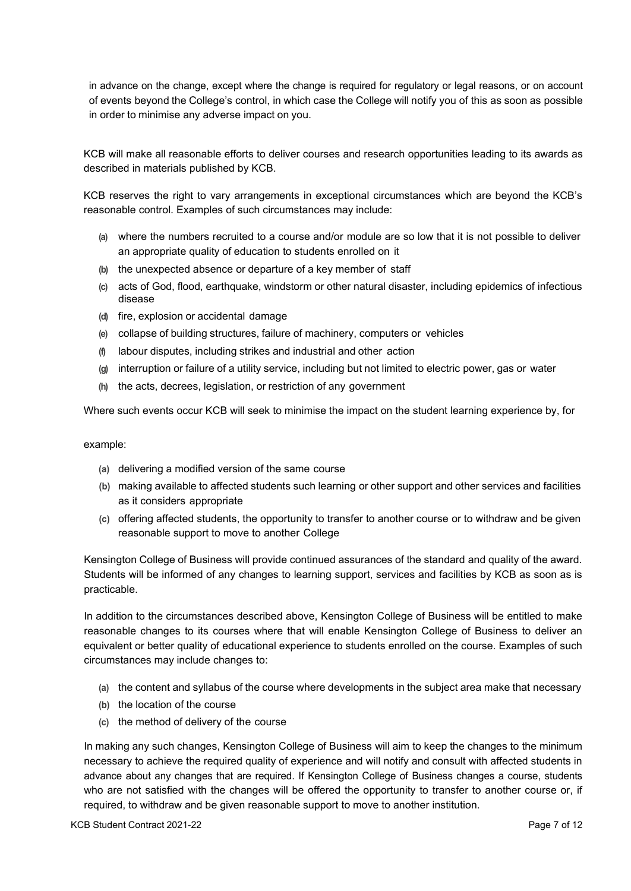in advance on the change, except where the change is required for regulatory or legal reasons, or on account of events beyond the College's control, in which case the College will notify you of this as soon as possible in order to minimise any adverse impact on you.

KCB will make all reasonable efforts to deliver courses and research opportunities leading to its awards as described in materials published by KCB.

KCB reserves the right to vary arrangements in exceptional circumstances which are beyond the KCB's reasonable control. Examples of such circumstances may include:

(a) where the numbers recruited to a course and/or module are so low that it is not possible to deliver an appropriate quality of education to students enrolled on it
(b) the unexpected absence or departure of a key member of staff
(c) acts of God, flood, earthquake, windstorm or other natural disaster, including epidemics of infectious disease
(d) fire, explosion or accidental damage
(e) collapse of building structures, failure of machinery, computers or vehicles
(f) labour disputes, including strikes and industrial and other action
(g) interruption or failure of a utility service, including but not limited to electric power, gas or water
(h) the acts, decrees, legislation, or restriction of any government

Where such events occur KCB will seek to minimise the impact on the student learning experience by, for example:

(a) delivering a modified version of the same course
(b) making available to affected students such learning or other support and other services and facilities as it considers appropriate
(c) offering affected students, the opportunity to transfer to another course or to withdraw and be given reasonable support to move to another College

Kensington College of Business will provide continued assurances of the standard and quality of the award. Students will be informed of any changes to learning support, services and facilities by KCB as soon as is practicable.

In addition to the circumstances described above, Kensington College of Business will be entitled to make reasonable changes to its courses where that will enable Kensington College of Business to deliver an equivalent or better quality of educational experience to students enrolled on the course. Examples of such circumstances may include changes to:

(a) the content and syllabus of the course where developments in the subject area make that necessary
(b) the location of the course
(c) the method of delivery of the course

In making any such changes, Kensington College of Business will aim to keep the changes to the minimum necessary to achieve the required quality of experience and will notify and consult with affected students in advance about any changes that are required. If Kensington College of Business changes a course, students who are not satisfied with the changes will be offered the opportunity to transfer to another course or, if required, to withdraw and be given reasonable support to move to another institution.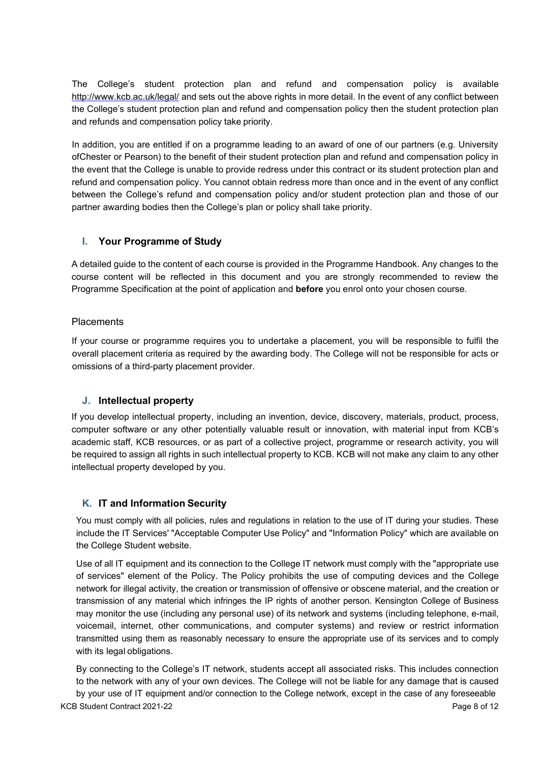The College's student protection plan and refund and compensation policy is available http://www.kcb.ac.uk/legal/ and sets out the above rights in more detail. In the event of any conflict between the College's student protection plan and refund and compensation policy then the student protection plan and refunds and compensation policy take priority.

In addition, you are entitled if on a programme leading to an award of one of our partners (e.g. University ofChester or Pearson) to the benefit of their student protection plan and refund and compensation policy in the event that the College is unable to provide redress under this contract or its student protection plan and refund and compensation policy. You cannot obtain redress more than once and in the event of any conflict between the College's refund and compensation policy and/or student protection plan and those of our partner awarding bodies then the College's plan or policy shall take priority.

## I. Your Programme of Study

A detailed guide to the content of each course is provided in the Programme Handbook. Any changes to the course content will be reflected in this document and you are strongly recommended to review the Programme Specification at the point of application and **before** you enrol onto your chosen course.

### Placements

If your course or programme requires you to undertake a placement, you will be responsible to fulfil the overall placement criteria as required by the awarding body. The College will not be responsible for acts or omissions of a third-party placement provider.

## J. Intellectual property

If you develop intellectual property, including an invention, device, discovery, materials, product, process, computer software or any other potentially valuable result or innovation, with material input from KCB's academic staff, KCB resources, or as part of a collective project, programme or research activity, you will be required to assign all rights in such intellectual property to KCB. KCB will not make any claim to any other intellectual property developed by you.

## K. IT and Information Security

You must comply with all policies, rules and regulations in relation to the use of IT during your studies. These include the IT Services' "Acceptable Computer Use Policy" and "Information Policy" which are available on the College Student website.

Use of all IT equipment and its connection to the College IT network must comply with the "appropriate use of services" element of the Policy. The Policy prohibits the use of computing devices and the College network for illegal activity, the creation or transmission of offensive or obscene material, and the creation or transmission of any material which infringes the IP rights of another person. Kensington College of Business may monitor the use (including any personal use) of its network and systems (including telephone, e-mail, voicemail, internet, other communications, and computer systems) and review or restrict information transmitted using them as reasonably necessary to ensure the appropriate use of its services and to comply with its legal obligations.

By connecting to the College's IT network, students accept all associated risks. This includes connection to the network with any of your own devices. The College will not be liable for any damage that is caused by your use of IT equipment and/or connection to the College network, except in the case of any foreseeable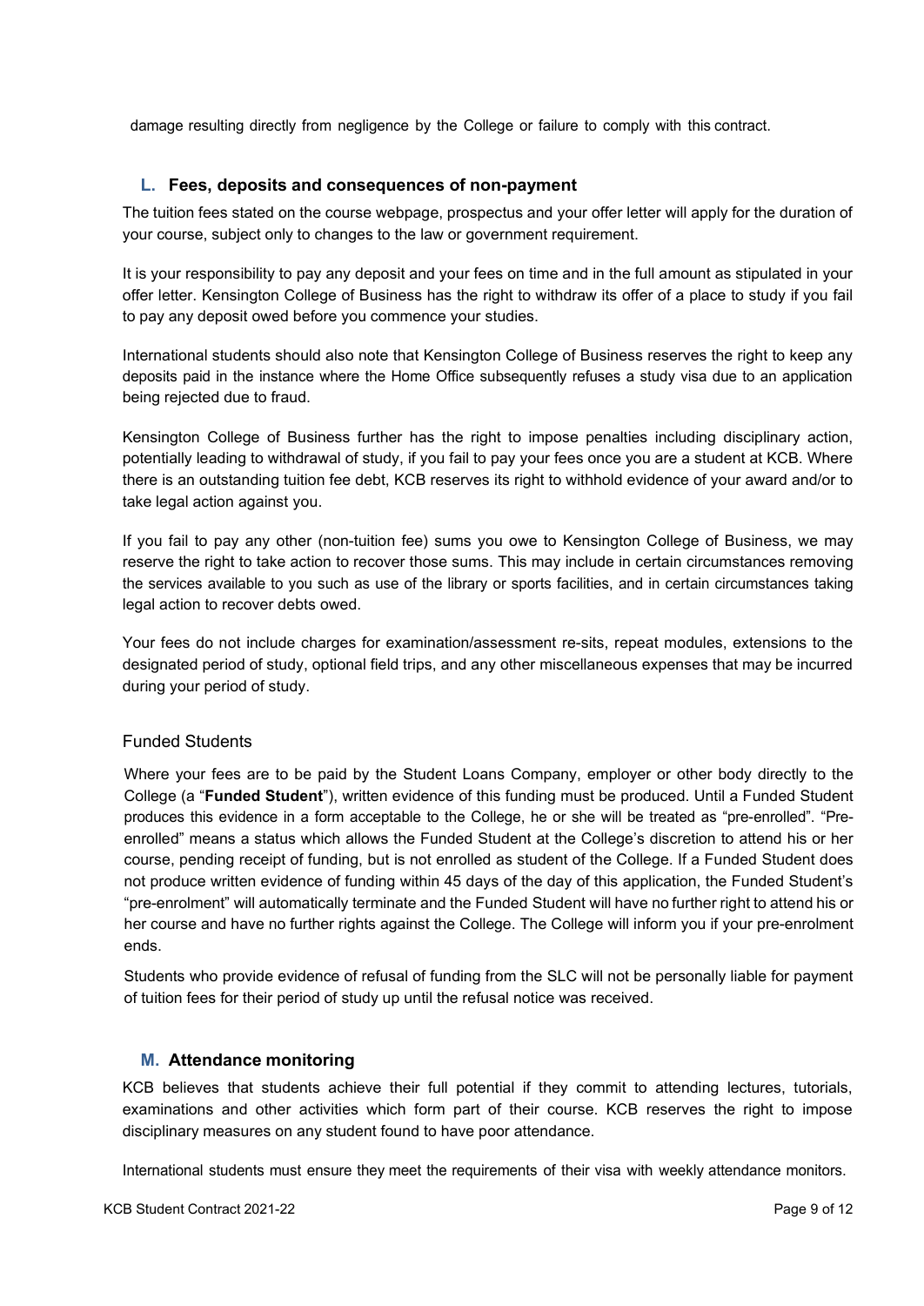damage resulting directly from negligence by the College or failure to comply with this contract.

## L. Fees, deposits and consequences of non-payment

The tuition fees stated on the course webpage, prospectus and your offer letter will apply for the duration of your course, subject only to changes to the law or government requirement.

It is your responsibility to pay any deposit and your fees on time and in the full amount as stipulated in your offer letter. Kensington College of Business has the right to withdraw its offer of a place to study if you fail to pay any deposit owed before you commence your studies.

International students should also note that Kensington College of Business reserves the right to keep any deposits paid in the instance where the Home Office subsequently refuses a study visa due to an application being rejected due to fraud.

Kensington College of Business further has the right to impose penalties including disciplinary action, potentially leading to withdrawal of study, if you fail to pay your fees once you are a student at KCB. Where there is an outstanding tuition fee debt, KCB reserves its right to withhold evidence of your award and/or to take legal action against you.

If you fail to pay any other (non-tuition fee) sums you owe to Kensington College of Business, we may reserve the right to take action to recover those sums. This may include in certain circumstances removing the services available to you such as use of the library or sports facilities, and in certain circumstances taking legal action to recover debts owed.

Your fees do not include charges for examination/assessment re-sits, repeat modules, extensions to the designated period of study, optional field trips, and any other miscellaneous expenses that may be incurred during your period of study.

### Funded Students

Where your fees are to be paid by the Student Loans Company, employer or other body directly to the College (a "**Funded Student**"), written evidence of this funding must be produced. Until a Funded Student produces this evidence in a form acceptable to the College, he or she will be treated as "pre-enrolled". "Pre-enrolled" means a status which allows the Funded Student at the College's discretion to attend his or her course, pending receipt of funding, but is not enrolled as student of the College. If a Funded Student does not produce written evidence of funding within 45 days of the day of this application, the Funded Student's "pre-enrolment" will automatically terminate and the Funded Student will have no further right to attend his or her course and have no further rights against the College. The College will inform you if your pre-enrolment ends.

Students who provide evidence of refusal of funding from the SLC will not be personally liable for payment of tuition fees for their period of study up until the refusal notice was received.

## M. Attendance monitoring

KCB believes that students achieve their full potential if they commit to attending lectures, tutorials, examinations and other activities which form part of their course. KCB reserves the right to impose disciplinary measures on any student found to have poor attendance.

International students must ensure they meet the requirements of their visa with weekly attendance monitors.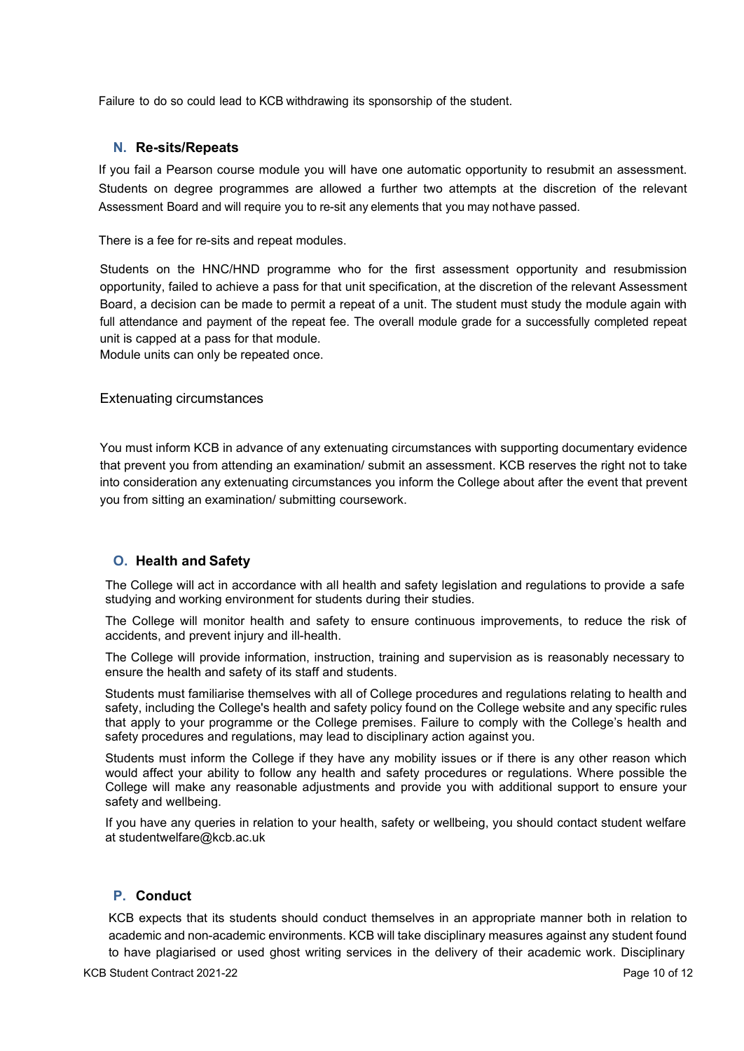Failure to do so could lead to KCB withdrawing its sponsorship of the student.

## N. Re-sits/Repeats

If you fail a Pearson course module you will have one automatic opportunity to resubmit an assessment. Students on degree programmes are allowed a further two attempts at the discretion of the relevant Assessment Board and will require you to re-sit any elements that you may not have passed.

There is a fee for re-sits and repeat modules.

Students on the HNC/HND programme who for the first assessment opportunity and resubmission opportunity, failed to achieve a pass for that unit specification, at the discretion of the relevant Assessment Board, a decision can be made to permit a repeat of a unit. The student must study the module again with full attendance and payment of the repeat fee. The overall module grade for a successfully completed repeat unit is capped at a pass for that module.
Module units can only be repeated once.

### Extenuating circumstances

You must inform KCB in advance of any extenuating circumstances with supporting documentary evidence that prevent you from attending an examination/ submit an assessment. KCB reserves the right not to take into consideration any extenuating circumstances you inform the College about after the event that prevent you from sitting an examination/ submitting coursework.

## O. Health and Safety

The College will act in accordance with all health and safety legislation and regulations to provide a safe studying and working environment for students during their studies.

The College will monitor health and safety to ensure continuous improvements, to reduce the risk of accidents, and prevent injury and ill-health.

The College will provide information, instruction, training and supervision as is reasonably necessary to ensure the health and safety of its staff and students.

Students must familiarise themselves with all of College procedures and regulations relating to health and safety, including the College's health and safety policy found on the College website and any specific rules that apply to your programme or the College premises. Failure to comply with the College's health and safety procedures and regulations, may lead to disciplinary action against you.

Students must inform the College if they have any mobility issues or if there is any other reason which would affect your ability to follow any health and safety procedures or regulations. Where possible the College will make any reasonable adjustments and provide you with additional support to ensure your safety and wellbeing.

If you have any queries in relation to your health, safety or wellbeing, you should contact student welfare at studentwelfare@kcb.ac.uk

## P. Conduct

KCB expects that its students should conduct themselves in an appropriate manner both in relation to academic and non-academic environments. KCB will take disciplinary measures against any student found to have plagiarised or used ghost writing services in the delivery of their academic work. Disciplinary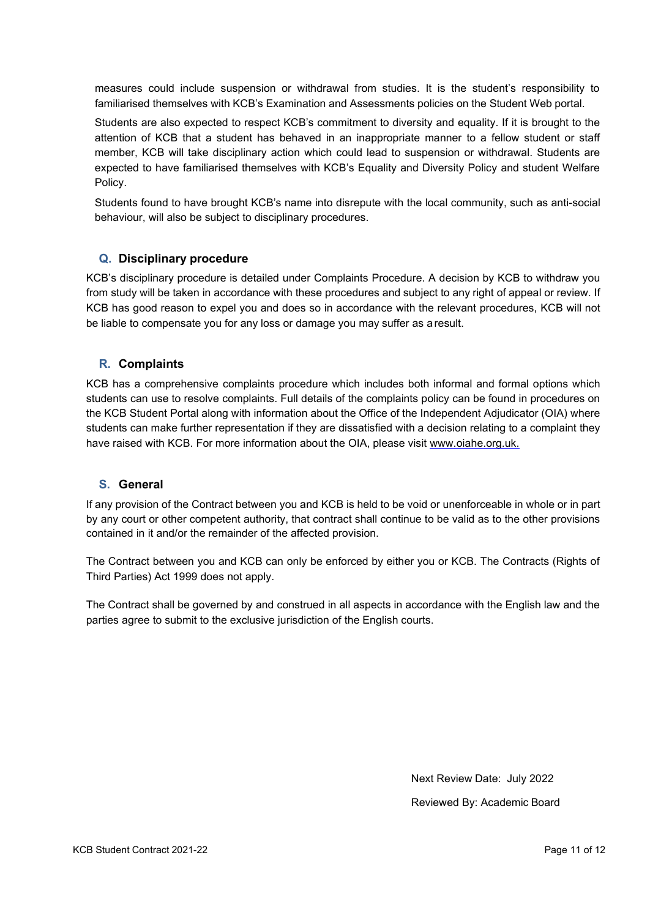measures could include suspension or withdrawal from studies. It is the student's responsibility to familiarised themselves with KCB's Examination and Assessments policies on the Student Web portal.

Students are also expected to respect KCB's commitment to diversity and equality. If it is brought to the attention of KCB that a student has behaved in an inappropriate manner to a fellow student or staff member, KCB will take disciplinary action which could lead to suspension or withdrawal. Students are expected to have familiarised themselves with KCB's Equality and Diversity Policy and student Welfare Policy.

Students found to have brought KCB's name into disrepute with the local community, such as anti-social behaviour, will also be subject to disciplinary procedures.

## Q. Disciplinary procedure

KCB's disciplinary procedure is detailed under Complaints Procedure. A decision by KCB to withdraw you from study will be taken in accordance with these procedures and subject to any right of appeal or review. If KCB has good reason to expel you and does so in accordance with the relevant procedures, KCB will not be liable to compensate you for any loss or damage you may suffer as a result.

## R. Complaints

KCB has a comprehensive complaints procedure which includes both informal and formal options which students can use to resolve complaints. Full details of the complaints policy can be found in procedures on the KCB Student Portal along with information about the Office of the Independent Adjudicator (OIA) where students can make further representation if they are dissatisfied with a decision relating to a complaint they have raised with KCB. For more information about the OIA, please visit www.oiahe.org.uk.

## S. General

If any provision of the Contract between you and KCB is held to be void or unenforceable in whole or in part by any court or other competent authority, that contract shall continue to be valid as to the other provisions contained in it and/or the remainder of the affected provision.

The Contract between you and KCB can only be enforced by either you or KCB. The Contracts (Rights of Third Parties) Act 1999 does not apply.

The Contract shall be governed by and construed in all aspects in accordance with the English law and the parties agree to submit to the exclusive jurisdiction of the English courts.

Next Review Date: July 2022

Reviewed By: Academic Board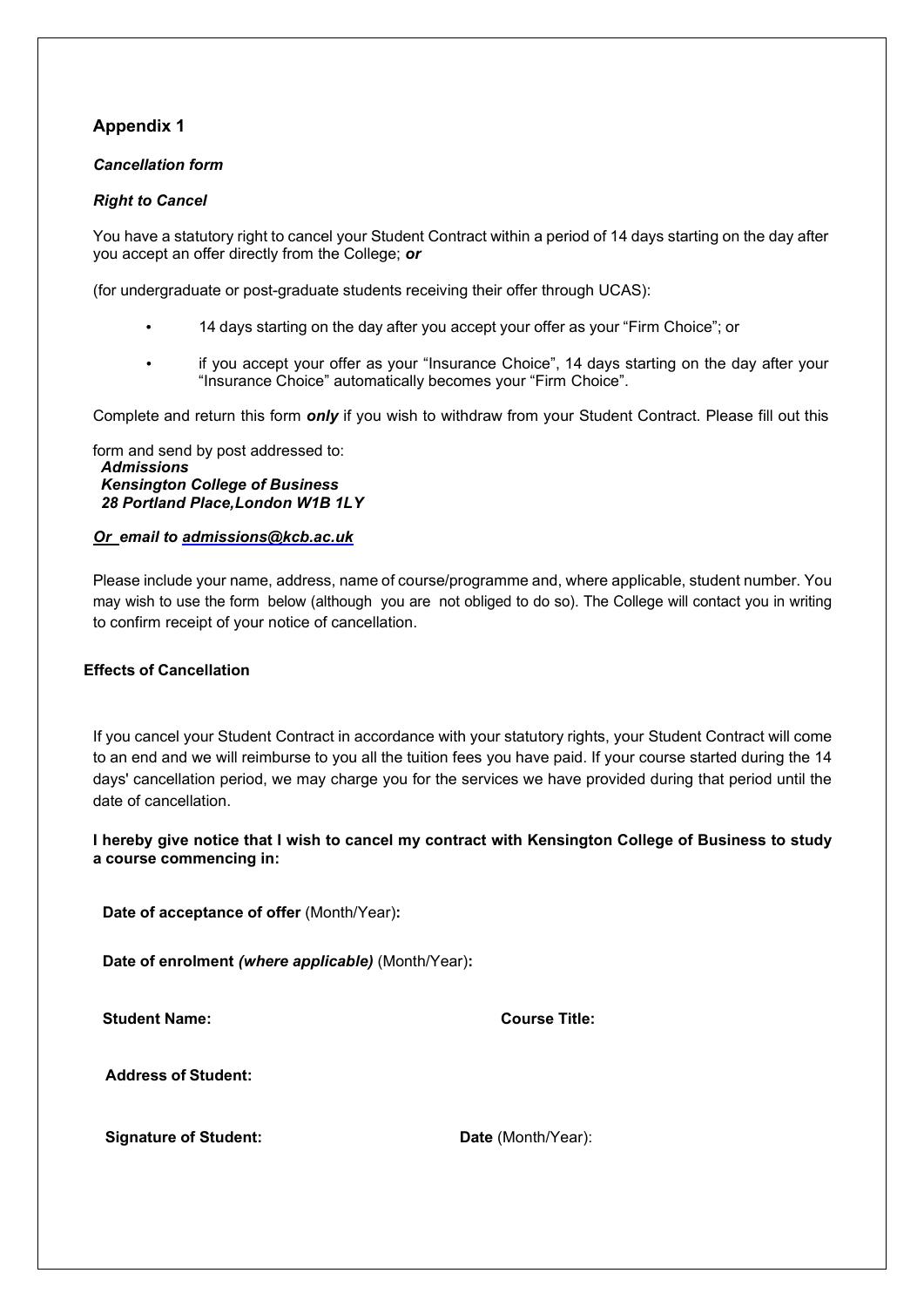## Appendix 1

***Cancellation form***

***Right to Cancel***

You have a statutory right to cancel your Student Contract within a period of 14 days starting on the day after you accept an offer directly from the College; ***or***

(for undergraduate or post-graduate students receiving their offer through UCAS):

- 14 days starting on the day after you accept your offer as your "Firm Choice"; or
- if you accept your offer as your "Insurance Choice", 14 days starting on the day after your "Insurance Choice" automatically becomes your "Firm Choice".

Complete and return this form ***only*** if you wish to withdraw from your Student Contract. Please fill out this form and send by post addressed to:

***Admissions***
***Kensington College of Business***
***28 Portland Place,London W1B 1LY***

***Or email to admissions@kcb.ac.uk***

Please include your name, address, name of course/programme and, where applicable, student number. You may wish to use the form below (although you are not obliged to do so). The College will contact you in writing to confirm receipt of your notice of cancellation.

**Effects of Cancellation**

If you cancel your Student Contract in accordance with your statutory rights, your Student Contract will come to an end and we will reimburse to you all the tuition fees you have paid. If your course started during the 14 days' cancellation period, we may charge you for the services we have provided during that period until the date of cancellation.

**I hereby give notice that I wish to cancel my contract with Kensington College of Business to study a course commencing in:**

**Date of acceptance of offer** (Month/Year)**:**

**Date of enrolment *(where applicable)*** (Month/Year)**:**

**Student Name:** **Course Title:**

**Address of Student:**

**Signature of Student:** **Date** (Month/Year):